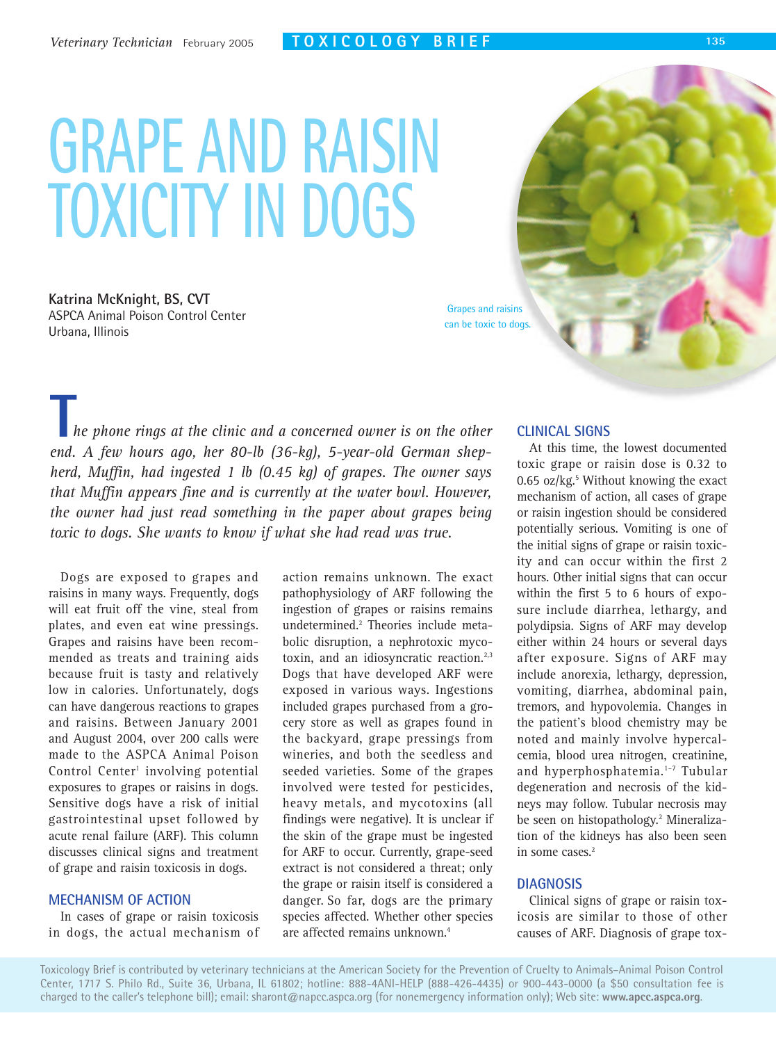# GRAPE AND RAISIN TOXICITY IN DOGS

**Katrina McKnight, BS, CVT**
ASPCA Animal Poison Control Center
Urbana, Illinois

Grapes and raisins can be toxic to dogs.

*The phone rings at the clinic and a concerned owner is on the other end. A few hours ago, her 80-lb (36-kg), 5-year-old German shepherd, Muffin, had ingested 1 lb (0.45 kg) of grapes. The owner says that Muffin appears fine and is currently at the water bowl. However, the owner had just read something in the paper about grapes being toxic to dogs. She wants to know if what she had read was true.*

Dogs are exposed to grapes and raisins in many ways. Frequently, dogs will eat fruit off the vine, steal from plates, and even eat wine pressings. Grapes and raisins have been recommended as treats and training aids because fruit is tasty and relatively low in calories. Unfortunately, dogs can have dangerous reactions to grapes and raisins. Between January 2001 and August 2004, over 200 calls were made to the ASPCA Animal Poison Control Center[1] involving potential exposures to grapes or raisins in dogs. Sensitive dogs have a risk of initial gastrointestinal upset followed by acute renal failure (ARF). This column discusses clinical signs and treatment of grape and raisin toxicosis in dogs.

## MECHANISM OF ACTION

In cases of grape or raisin toxicosis in dogs, the actual mechanism of action remains unknown. The exact pathophysiology of ARF following the ingestion of grapes or raisins remains undetermined.[2] Theories include metabolic disruption, a nephrotoxic mycotoxin, and an idiosyncratic reaction.[2,3] Dogs that have developed ARF were exposed in various ways. Ingestions included grapes purchased from a grocery store as well as grapes found in the backyard, grape pressings from wineries, and both the seedless and seeded varieties. Some of the grapes involved were tested for pesticides, heavy metals, and mycotoxins (all findings were negative). It is unclear if the skin of the grape must be ingested for ARF to occur. Currently, grape-seed extract is not considered a threat; only the grape or raisin itself is considered a danger. So far, dogs are the primary species affected. Whether other species are affected remains unknown.[4]

## CLINICAL SIGNS

At this time, the lowest documented toxic grape or raisin dose is 0.32 to 0.65 oz/kg.[5] Without knowing the exact mechanism of action, all cases of grape or raisin ingestion should be considered potentially serious. Vomiting is one of the initial signs of grape or raisin toxicity and can occur within the first 2 hours. Other initial signs that can occur within the first 5 to 6 hours of exposure include diarrhea, lethargy, and polydipsia. Signs of ARF may develop either within 24 hours or several days after exposure. Signs of ARF may include anorexia, lethargy, depression, vomiting, diarrhea, abdominal pain, tremors, and hypovolemia. Changes in the patient's blood chemistry may be noted and mainly involve hypercalcemia, blood urea nitrogen, creatinine, and hyperphosphatemia.[1–7] Tubular degeneration and necrosis of the kidneys may follow. Tubular necrosis may be seen on histopathology.[2] Mineralization of the kidneys has also been seen in some cases.[2]

## DIAGNOSIS

Clinical signs of grape or raisin toxicosis are similar to those of other causes of ARF. Diagnosis of grape tox-

Toxicology Brief is contributed by veterinary technicians at the American Society for the Prevention of Cruelty to Animals–Animal Poison Control Center, 1717 S. Philo Rd., Suite 36, Urbana, IL 61802; hotline: 888-4ANI-HELP (888-426-4435) or 900-443-0000 (a $50 consultation fee is charged to the caller's telephone bill); email: sharont@napcc.aspca.org (for nonemergency information only); Web site: **www.apcc.aspca.org**.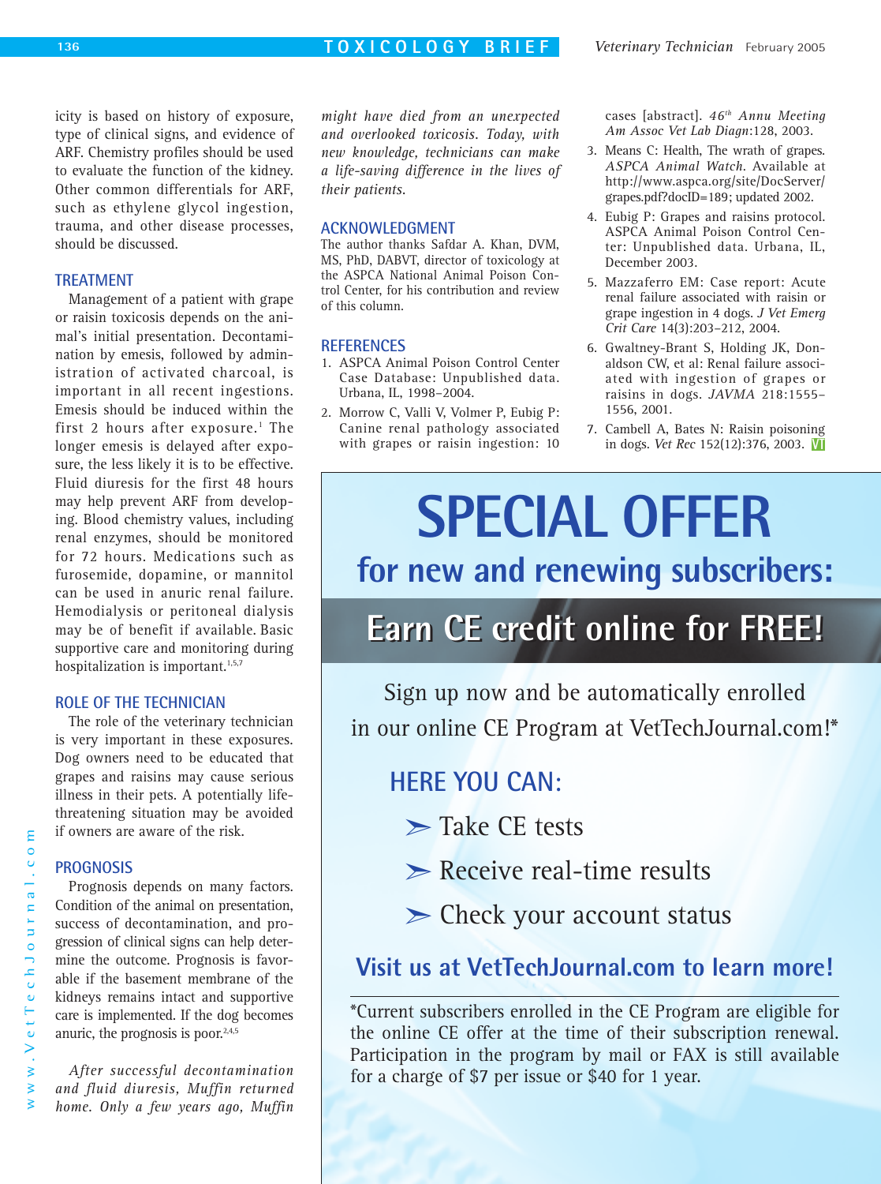icity is based on history of exposure, type of clinical signs, and evidence of ARF. Chemistry profiles should be used to evaluate the function of the kidney. Other common differentials for ARF, such as ethylene glycol ingestion, trauma, and other disease processes, should be discussed.

## TREATMENT

Management of a patient with grape or raisin toxicosis depends on the animal's initial presentation. Decontamination by emesis, followed by administration of activated charcoal, is important in all recent ingestions. Emesis should be induced within the first 2 hours after exposure.[1] The longer emesis is delayed after exposure, the less likely it is to be effective. Fluid diuresis for the first 48 hours may help prevent ARF from developing. Blood chemistry values, including renal enzymes, should be monitored for 72 hours. Medications such as furosemide, dopamine, or mannitol can be used in anuric renal failure. Hemodialysis or peritoneal dialysis may be of benefit if available. Basic supportive care and monitoring during hospitalization is important.[1,5,7]

## ROLE OF THE TECHNICIAN

The role of the veterinary technician is very important in these exposures. Dog owners need to be educated that grapes and raisins may cause serious illness in their pets. A potentially life-threatening situation may be avoided if owners are aware of the risk.

## PROGNOSIS

Prognosis depends on many factors. Condition of the animal on presentation, success of decontamination, and progression of clinical signs can help determine the outcome. Prognosis is favorable if the basement membrane of the kidneys remains intact and supportive care is implemented. If the dog becomes anuric, the prognosis is poor.[2,4,5]

*After successful decontamination and fluid diuresis, Muffin returned home. Only a few years ago, Muffin might have died from an unexpected and overlooked toxicosis. Today, with new knowledge, technicians can make a life-saving difference in the lives of their patients.*

## ACKNOWLEDGMENT

The author thanks Safdar A. Khan, DVM, MS, PhD, DABVT, director of toxicology at the ASPCA National Animal Poison Control Center, for his contribution and review of this column.

## REFERENCES

1. ASPCA Animal Poison Control Center Case Database: Unpublished data. Urbana, IL, 1998–2004.
2. Morrow C, Valli V, Volmer P, Eubig P: Canine renal pathology associated with grapes or raisin ingestion: 10 cases [abstract]. *46th Annu Meeting Am Assoc Vet Lab Diagn*:128, 2003.
3. Means C: Health, The wrath of grapes. *ASPCA Animal Watch*. Available at http://www.aspca.org/site/DocServer/grapes.pdf?docID=189; updated 2002.
4. Eubig P: Grapes and raisins protocol. ASPCA Animal Poison Control Center: Unpublished data. Urbana, IL, December 2003.
5. Mazzaferro EM: Case report: Acute renal failure associated with raisin or grape ingestion in 4 dogs. *J Vet Emerg Crit Care* 14(3):203–212, 2004.
6. Gwaltney-Brant S, Holding JK, Donaldson CW, et al: Renal failure associated with ingestion of grapes or raisins in dogs. *JAVMA* 218:1555–1556, 2001.
7. Cambell A, Bates N: Raisin poisoning in dogs. *Vet Rec* 152(12):376, 2003.

# SPECIAL OFFER

## for new and renewing subscribers:

## Earn CE credit online for FREE!

Sign up now and be automatically enrolled in our online CE Program at VetTechJournal.com!*

### HERE YOU CAN:

- Take CE tests
- Receive real-time results
- Check your account status

### Visit us at VetTechJournal.com to learn more!

*Current subscribers enrolled in the CE Program are eligible for the online CE offer at the time of their subscription renewal. Participation in the program by mail or FAX is still available for a charge of $7 per issue or $40 for 1 year.